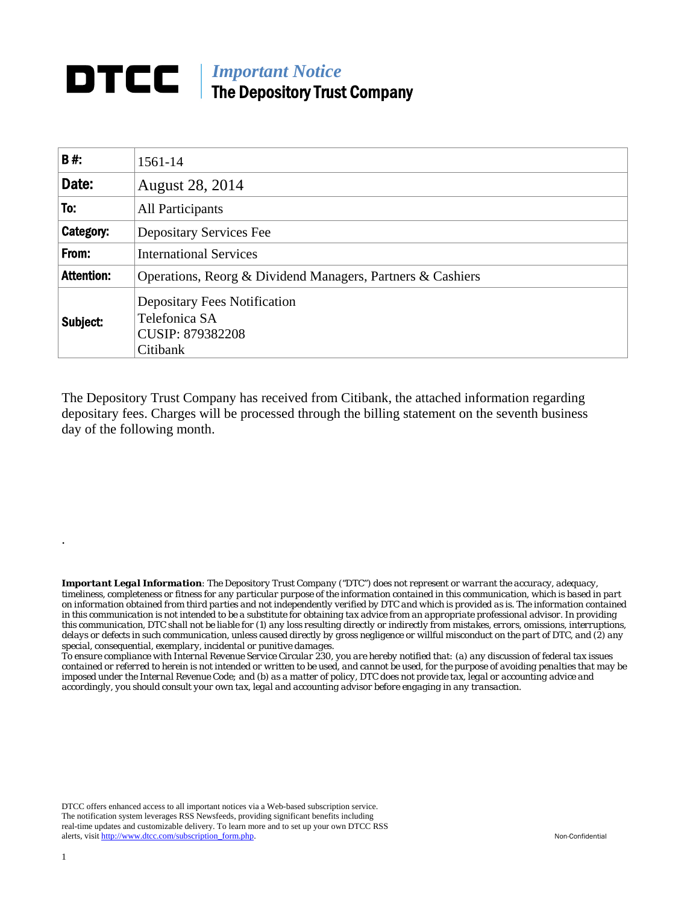# DTCC

## *Important Notice*
## The Depository Trust Company

| | |
|---|---|
| **B #:** | 1561-14 |
| **Date:** | August 28, 2014 |
| **To:** | All Participants |
| **Category:** | Depositary Services Fee |
| **From:** | International Services |
| **Attention:** | Operations, Reorg & Dividend Managers, Partners & Cashiers |
| **Subject:** | Depositary Fees Notification<br>Telefonica SA<br>CUSIP: 879382208<br>Citibank |

The Depository Trust Company has received from Citibank, the attached information regarding depositary fees. Charges will be processed through the billing statement on the seventh business day of the following month.

.

***Important Legal Information****: The Depository Trust Company ("DTC") does not represent or warrant the accuracy, adequacy, timeliness, completeness or fitness for any particular purpose of the information contained in this communication, which is based in part on information obtained from third parties and not independently verified by DTC and which is provided as is. The information contained in this communication is not intended to be a substitute for obtaining tax advice from an appropriate professional advisor. In providing this communication, DTC shall not be liable for (1) any loss resulting directly or indirectly from mistakes, errors, omissions, interruptions, delays or defects in such communication, unless caused directly by gross negligence or willful misconduct on the part of DTC, and (2) any special, consequential, exemplary, incidental or punitive damages.*
*To ensure compliance with Internal Revenue Service Circular 230, you are hereby notified that: (a) any discussion of federal tax issues contained or referred to herein is not intended or written to be used, and cannot be used, for the purpose of avoiding penalties that may be imposed under the Internal Revenue Code; and (b) as a matter of policy, DTC does not provide tax, legal or accounting advice and accordingly, you should consult your own tax, legal and accounting advisor before engaging in any transaction.*

DTCC offers enhanced access to all important notices via a Web-based subscription service. The notification system leverages RSS Newsfeeds, providing significant benefits including real-time updates and customizable delivery. To learn more and to set up your own DTCC RSS alerts, visit http://www.dtcc.com/subscription_form.php.

Non-Confidential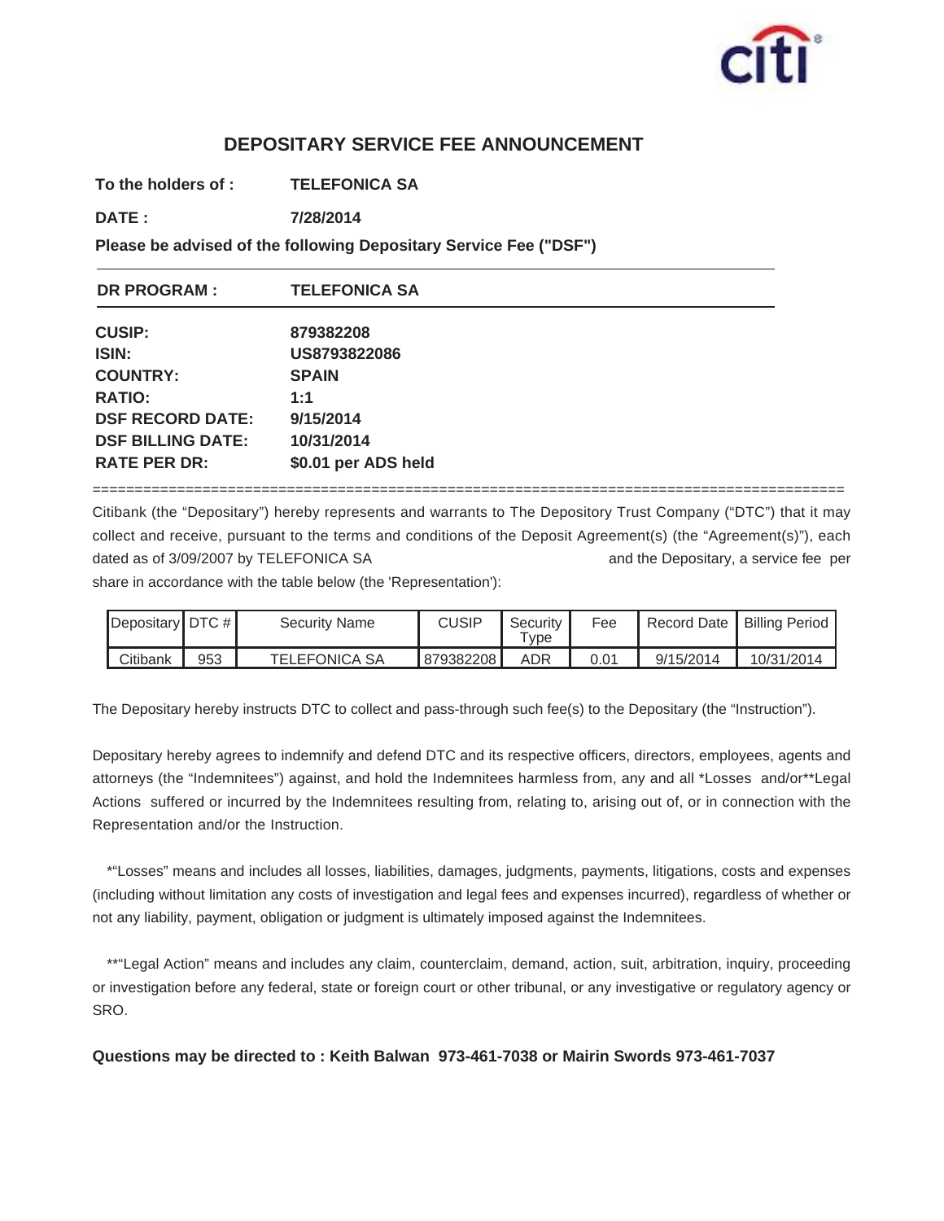citi

## DEPOSITARY SERVICE FEE ANNOUNCEMENT

**To the holders of :** **TELEFONICA SA**

**DATE :** **7/28/2014**

**Please be advised of the following Depositary Service Fee ("DSF")**

---

**DR PROGRAM :** **TELEFONICA SA**

---

**CUSIP:** **879382208**
**ISIN:** **US8793822086**
**COUNTRY:** **SPAIN**
**RATIO:** **1:1**
**DSF RECORD DATE:** **9/15/2014**
**DSF BILLING DATE:** **10/31/2014**
**RATE PER DR:** **$0.01 per ADS held**

==========================================================================================

Citibank (the "Depositary") hereby represents and warrants to The Depository Trust Company ("DTC") that it may collect and receive, pursuant to the terms and conditions of the Deposit Agreement(s) (the "Agreement(s)"), each dated as of 3/09/2007 by TELEFONICA SA and the Depositary, a service fee per share in accordance with the table below (the 'Representation'):

| Depositary | DTC # | Security Name | CUSIP | Security Type | Fee | Record Date | Billing Period |
|---|---|---|---|---|---|---|---|
| Citibank | 953 | TELEFONICA SA | 879382208 | ADR | 0.01 | 9/15/2014 | 10/31/2014 |

The Depositary hereby instructs DTC to collect and pass-through such fee(s) to the Depositary (the "Instruction").

Depositary hereby agrees to indemnify and defend DTC and its respective officers, directors, employees, agents and attorneys (the "Indemnitees") against, and hold the Indemnitees harmless from, any and all *Losses and/or**Legal Actions suffered or incurred by the Indemnitees resulting from, relating to, arising out of, or in connection with the Representation and/or the Instruction.

*"Losses" means and includes all losses, liabilities, damages, judgments, payments, litigations, costs and expenses (including without limitation any costs of investigation and legal fees and expenses incurred), regardless of whether or not any liability, payment, obligation or judgment is ultimately imposed against the Indemnitees.

**"Legal Action" means and includes any claim, counterclaim, demand, action, suit, arbitration, inquiry, proceeding or investigation before any federal, state or foreign court or other tribunal, or any investigative or regulatory agency or SRO.

**Questions may be directed to : Keith Balwan 973-461-7038 or Mairin Swords 973-461-7037**